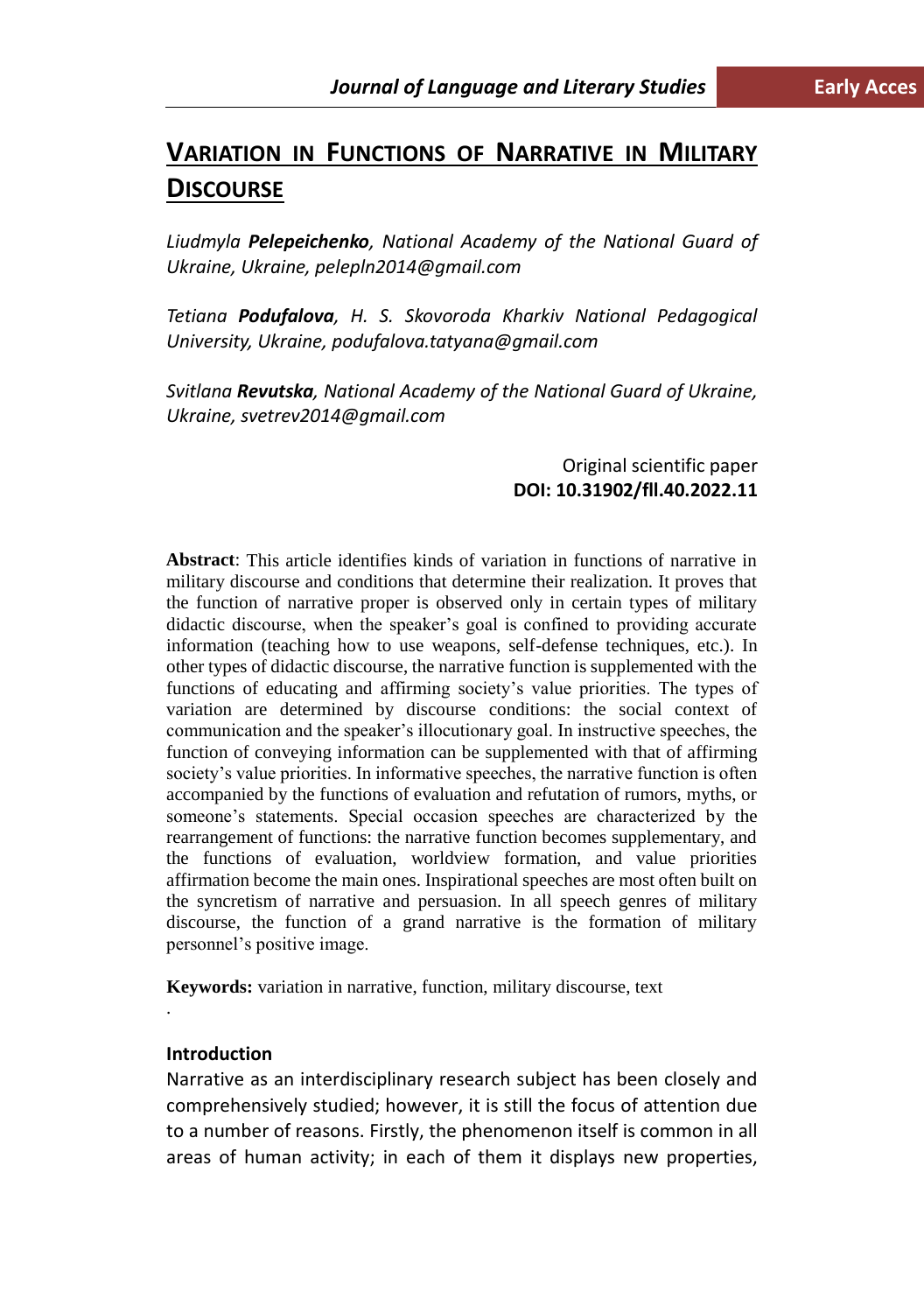# VARIATION IN FUNCTIONS OF NARRATIVE IN MILITARY DISCOURSE

*Liudmyla* ***Pelepeichenko****, National Academy of the National Guard of Ukraine, Ukraine, pelepln2014@gmail.com*

*Tetiana* ***Podufalova****, H. S. Skovoroda Kharkiv National Pedagogical University, Ukraine, podufalova.tatyana@gmail.com*

*Svitlana* ***Revutska****, National Academy of the National Guard of Ukraine, Ukraine, svetrev2014@gmail.com*

Original scientific paper
**DOI: 10.31902/fll.40.2022.11**

**Abstract**: This article identifies kinds of variation in functions of narrative in military discourse and conditions that determine their realization. It proves that the function of narrative proper is observed only in certain types of military didactic discourse, when the speaker's goal is confined to providing accurate information (teaching how to use weapons, self-defense techniques, etc.). In other types of didactic discourse, the narrative function is supplemented with the functions of educating and affirming society's value priorities. The types of variation are determined by discourse conditions: the social context of communication and the speaker's illocutionary goal. In instructive speeches, the function of conveying information can be supplemented with that of affirming society's value priorities. In informative speeches, the narrative function is often accompanied by the functions of evaluation and refutation of rumors, myths, or someone's statements. Special occasion speeches are characterized by the rearrangement of functions: the narrative function becomes supplementary, and the functions of evaluation, worldview formation, and value priorities affirmation become the main ones. Inspirational speeches are most often built on the syncretism of narrative and persuasion. In all speech genres of military discourse, the function of a grand narrative is the formation of military personnel's positive image.

**Keywords:** variation in narrative, function, military discourse, text

## Introduction

Narrative as an interdisciplinary research subject has been closely and comprehensively studied; however, it is still the focus of attention due to a number of reasons. Firstly, the phenomenon itself is common in all areas of human activity; in each of them it displays new properties,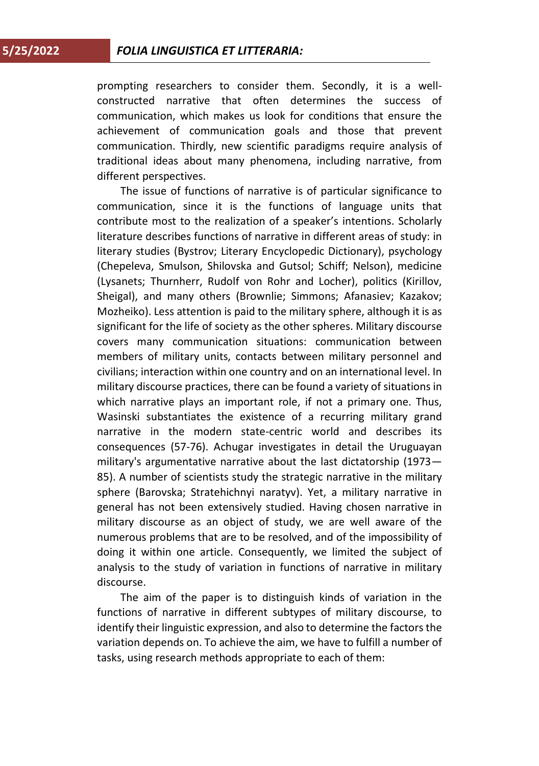prompting researchers to consider them. Secondly, it is a well-constructed narrative that often determines the success of communication, which makes us look for conditions that ensure the achievement of communication goals and those that prevent communication. Thirdly, new scientific paradigms require analysis of traditional ideas about many phenomena, including narrative, from different perspectives.

The issue of functions of narrative is of particular significance to communication, since it is the functions of language units that contribute most to the realization of a speaker's intentions. Scholarly literature describes functions of narrative in different areas of study: in literary studies (Bystrov; Literary Encyclopedic Dictionary), psychology (Chepeleva, Smulson, Shilovska and Gutsol; Schiff; Nelson), medicine (Lysanets; Thurnherr, Rudolf von Rohr and Locher), politics (Kirillov, Sheigal), and many others (Brownlie; Simmons; Afanasiev; Kazakov; Mozheiko). Less attention is paid to the military sphere, although it is as significant for the life of society as the other spheres. Military discourse covers many communication situations: communication between members of military units, contacts between military personnel and civilians; interaction within one country and on an international level. In military discourse practices, there can be found a variety of situations in which narrative plays an important role, if not a primary one. Thus, Wasinski substantiates the existence of a recurring military grand narrative in the modern state-centric world and describes its consequences (57-76). Achugar investigates in detail the Uruguayan military's argumentative narrative about the last dictatorship (1973—85). A number of scientists study the strategic narrative in the military sphere (Barovska; Stratehichnyi naratyv). Yet, a military narrative in general has not been extensively studied. Having chosen narrative in military discourse as an object of study, we are well aware of the numerous problems that are to be resolved, and of the impossibility of doing it within one article. Consequently, we limited the subject of analysis to the study of variation in functions of narrative in military discourse.

The aim of the paper is to distinguish kinds of variation in the functions of narrative in different subtypes of military discourse, to identify their linguistic expression, and also to determine the factors the variation depends on. To achieve the aim, we have to fulfill a number of tasks, using research methods appropriate to each of them: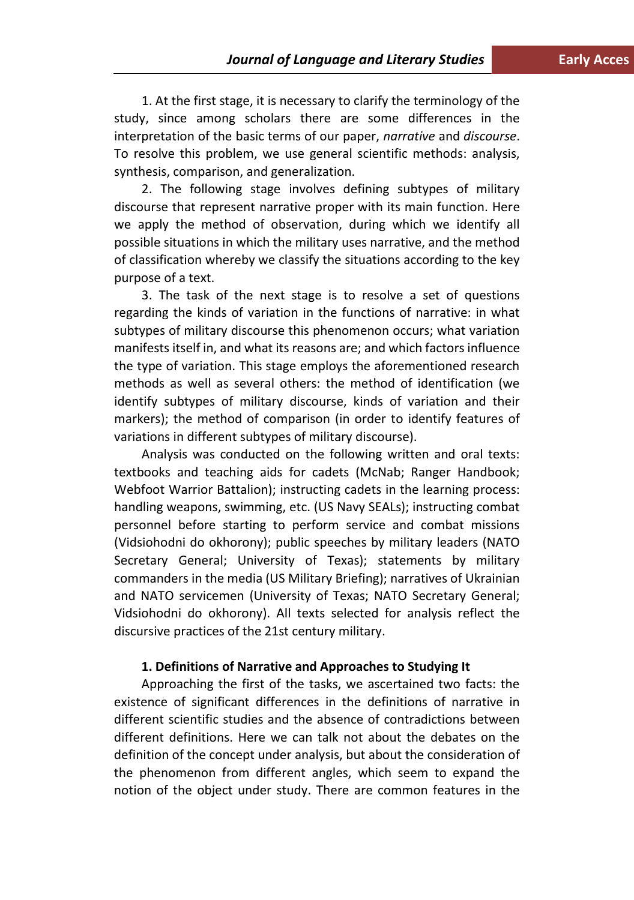1. At the first stage, it is necessary to clarify the terminology of the study, since among scholars there are some differences in the interpretation of the basic terms of our paper, *narrative* and *discourse*. To resolve this problem, we use general scientific methods: analysis, synthesis, comparison, and generalization.

2. The following stage involves defining subtypes of military discourse that represent narrative proper with its main function. Here we apply the method of observation, during which we identify all possible situations in which the military uses narrative, and the method of classification whereby we classify the situations according to the key purpose of a text.

3. The task of the next stage is to resolve a set of questions regarding the kinds of variation in the functions of narrative: in what subtypes of military discourse this phenomenon occurs; what variation manifests itself in, and what its reasons are; and which factors influence the type of variation. This stage employs the aforementioned research methods as well as several others: the method of identification (we identify subtypes of military discourse, kinds of variation and their markers); the method of comparison (in order to identify features of variations in different subtypes of military discourse).

Analysis was conducted on the following written and oral texts: textbooks and teaching aids for cadets (McNab; Ranger Handbook; Webfoot Warrior Battalion); instructing cadets in the learning process: handling weapons, swimming, etc. (US Navy SEALs); instructing combat personnel before starting to perform service and combat missions (Vidsiohodni do okhorony); public speeches by military leaders (NATO Secretary General; University of Texas); statements by military commanders in the media (US Military Briefing); narratives of Ukrainian and NATO servicemen (University of Texas; NATO Secretary General; Vidsiohodni do okhorony). All texts selected for analysis reflect the discursive practices of the 21st century military.

## 1. Definitions of Narrative and Approaches to Studying It

Approaching the first of the tasks, we ascertained two facts: the existence of significant differences in the definitions of narrative in different scientific studies and the absence of contradictions between different definitions. Here we can talk not about the debates on the definition of the concept under analysis, but about the consideration of the phenomenon from different angles, which seem to expand the notion of the object under study. There are common features in the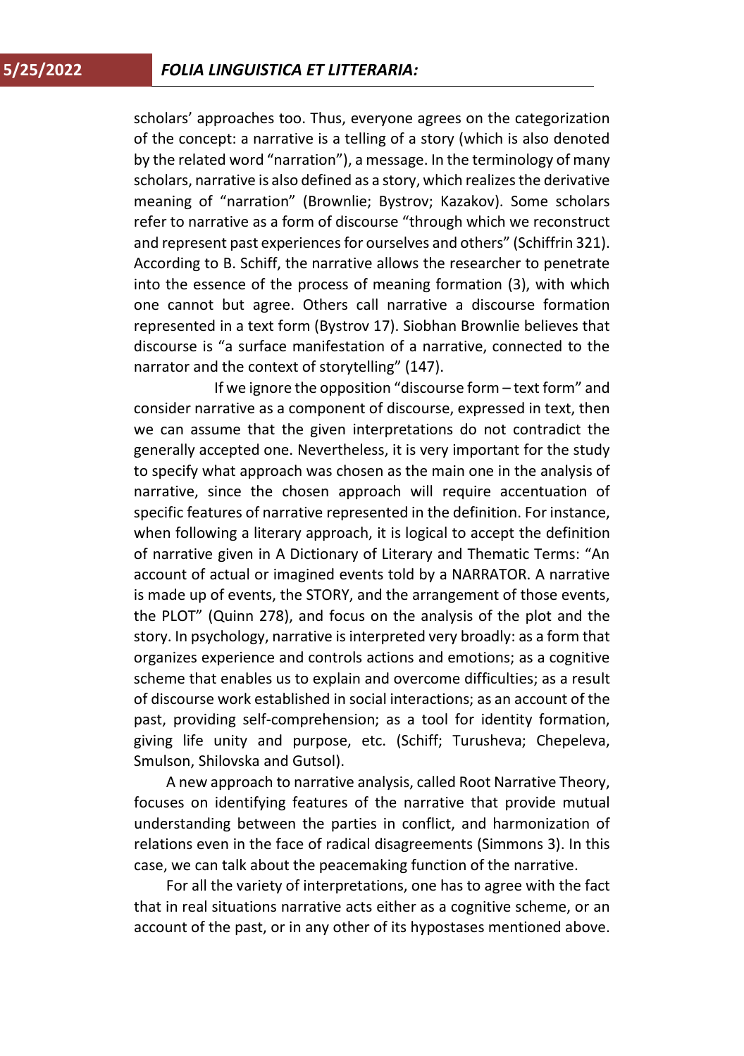scholars' approaches too. Thus, everyone agrees on the categorization of the concept: a narrative is a telling of a story (which is also denoted by the related word "narration"), a message. In the terminology of many scholars, narrative is also defined as a story, which realizes the derivative meaning of "narration" (Brownlie; Bystrov; Kazakov). Some scholars refer to narrative as a form of discourse "through which we reconstruct and represent past experiences for ourselves and others" (Schiffrin 321). According to B. Schiff, the narrative allows the researcher to penetrate into the essence of the process of meaning formation (3), with which one cannot but agree. Others call narrative a discourse formation represented in a text form (Bystrov 17). Siobhan Brownlie believes that discourse is "a surface manifestation of a narrative, connected to the narrator and the context of storytelling" (147).

If we ignore the opposition "discourse form – text form" and consider narrative as a component of discourse, expressed in text, then we can assume that the given interpretations do not contradict the generally accepted one. Nevertheless, it is very important for the study to specify what approach was chosen as the main one in the analysis of narrative, since the chosen approach will require accentuation of specific features of narrative represented in the definition. For instance, when following a literary approach, it is logical to accept the definition of narrative given in A Dictionary of Literary and Thematic Terms: "An account of actual or imagined events told by a NARRATOR. A narrative is made up of events, the STORY, and the arrangement of those events, the PLOT" (Quinn 278), and focus on the analysis of the plot and the story. In psychology, narrative is interpreted very broadly: as a form that organizes experience and controls actions and emotions; as a cognitive scheme that enables us to explain and overcome difficulties; as a result of discourse work established in social interactions; as an account of the past, providing self-comprehension; as a tool for identity formation, giving life unity and purpose, etc. (Schiff; Turusheva; Chepeleva, Smulson, Shilovska and Gutsol).

A new approach to narrative analysis, called Root Narrative Theory, focuses on identifying features of the narrative that provide mutual understanding between the parties in conflict, and harmonization of relations even in the face of radical disagreements (Simmons 3). In this case, we can talk about the peacemaking function of the narrative.

For all the variety of interpretations, one has to agree with the fact that in real situations narrative acts either as a cognitive scheme, or an account of the past, or in any other of its hypostases mentioned above.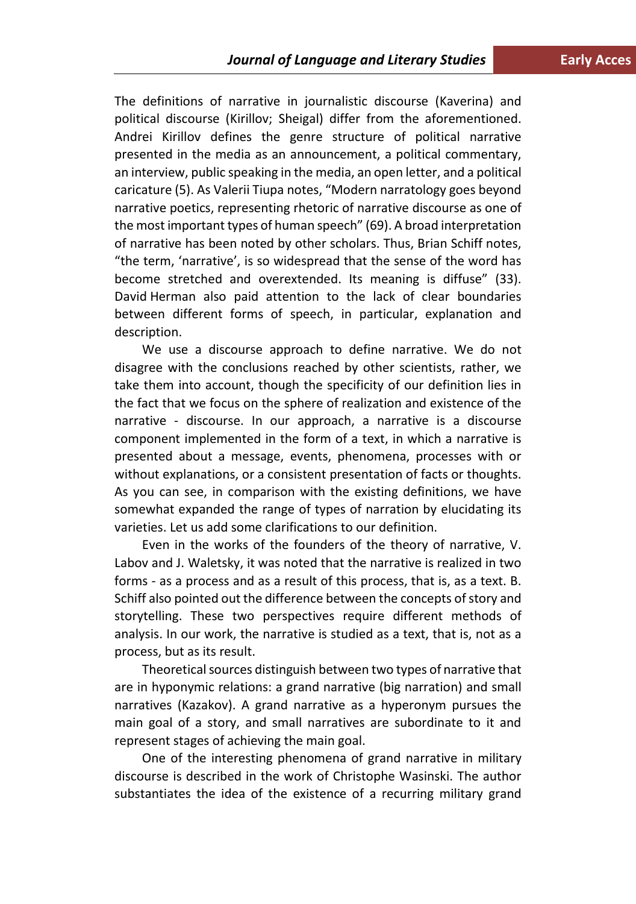The definitions of narrative in journalistic discourse (Kaverina) and political discourse (Kirillov; Sheigal) differ from the aforementioned. Andrei Kirillov defines the genre structure of political narrative presented in the media as an announcement, a political commentary, an interview, public speaking in the media, an open letter, and a political caricature (5). As Valerii Tiupa notes, "Modern narratology goes beyond narrative poetics, representing rhetoric of narrative discourse as one of the most important types of human speech" (69). A broad interpretation of narrative has been noted by other scholars. Thus, Brian Schiff notes, "the term, 'narrative', is so widespread that the sense of the word has become stretched and overextended. Its meaning is diffuse" (33). David Herman also paid attention to the lack of clear boundaries between different forms of speech, in particular, explanation and description.

We use a discourse approach to define narrative. We do not disagree with the conclusions reached by other scientists, rather, we take them into account, though the specificity of our definition lies in the fact that we focus on the sphere of realization and existence of the narrative - discourse. In our approach, a narrative is a discourse component implemented in the form of a text, in which a narrative is presented about a message, events, phenomena, processes with or without explanations, or a consistent presentation of facts or thoughts. As you can see, in comparison with the existing definitions, we have somewhat expanded the range of types of narration by elucidating its varieties. Let us add some clarifications to our definition.

Even in the works of the founders of the theory of narrative, V. Labov and J. Waletsky, it was noted that the narrative is realized in two forms - as a process and as a result of this process, that is, as a text. B. Schiff also pointed out the difference between the concepts of story and storytelling. These two perspectives require different methods of analysis. In our work, the narrative is studied as a text, that is, not as a process, but as its result.

Theoretical sources distinguish between two types of narrative that are in hyponymic relations: a grand narrative (big narration) and small narratives (Kazakov). A grand narrative as a hyperonym pursues the main goal of a story, and small narratives are subordinate to it and represent stages of achieving the main goal.

One of the interesting phenomena of grand narrative in military discourse is described in the work of Christophe Wasinski. The author substantiates the idea of the existence of a recurring military grand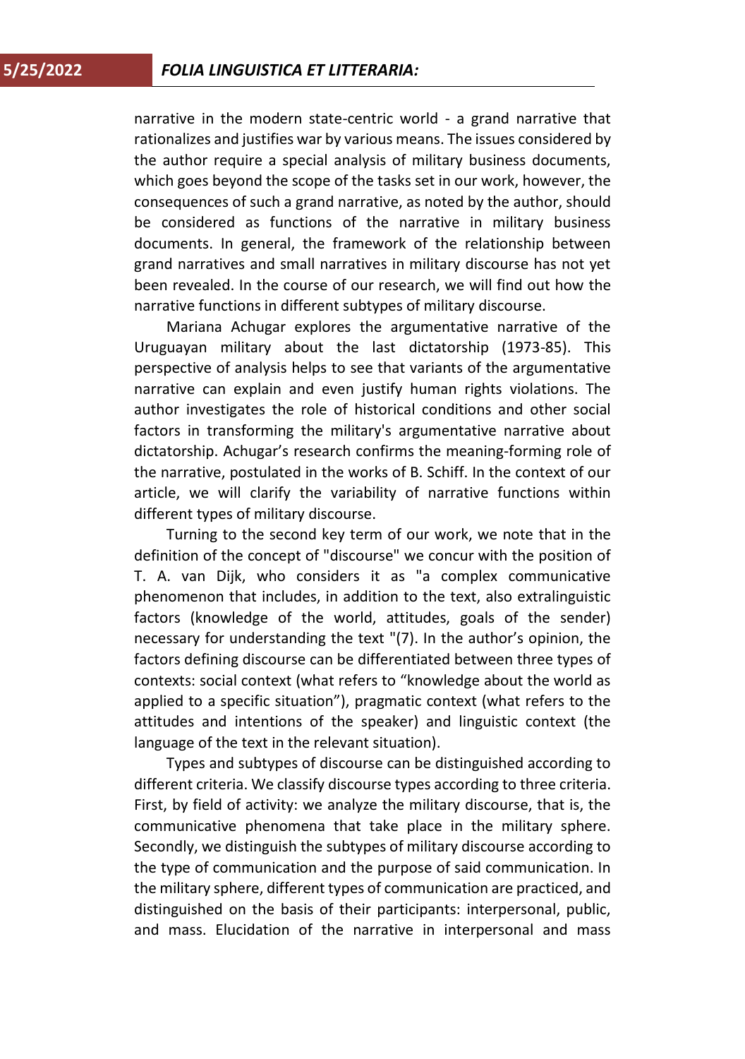narrative in the modern state-centric world - a grand narrative that rationalizes and justifies war by various means. The issues considered by the author require a special analysis of military business documents, which goes beyond the scope of the tasks set in our work, however, the consequences of such a grand narrative, as noted by the author, should be considered as functions of the narrative in military business documents. In general, the framework of the relationship between grand narratives and small narratives in military discourse has not yet been revealed. In the course of our research, we will find out how the narrative functions in different subtypes of military discourse.

Mariana Achugar explores the argumentative narrative of the Uruguayan military about the last dictatorship (1973-85). This perspective of analysis helps to see that variants of the argumentative narrative can explain and even justify human rights violations. The author investigates the role of historical conditions and other social factors in transforming the military's argumentative narrative about dictatorship. Achugar's research confirms the meaning-forming role of the narrative, postulated in the works of B. Schiff. In the context of our article, we will clarify the variability of narrative functions within different types of military discourse.

Turning to the second key term of our work, we note that in the definition of the concept of "discourse" we concur with the position of T. A. van Dijk, who considers it as "a complex communicative phenomenon that includes, in addition to the text, also extralinguistic factors (knowledge of the world, attitudes, goals of the sender) necessary for understanding the text "(7). In the author's opinion, the factors defining discourse can be differentiated between three types of contexts: social context (what refers to "knowledge about the world as applied to a specific situation"), pragmatic context (what refers to the attitudes and intentions of the speaker) and linguistic context (the language of the text in the relevant situation).

Types and subtypes of discourse can be distinguished according to different criteria. We classify discourse types according to three criteria. First, by field of activity: we analyze the military discourse, that is, the communicative phenomena that take place in the military sphere. Secondly, we distinguish the subtypes of military discourse according to the type of communication and the purpose of said communication. In the military sphere, different types of communication are practiced, and distinguished on the basis of their participants: interpersonal, public, and mass. Elucidation of the narrative in interpersonal and mass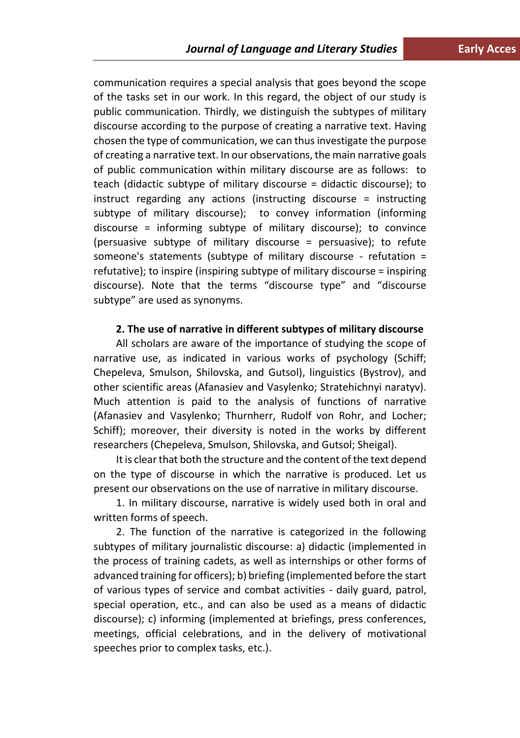communication requires a special analysis that goes beyond the scope of the tasks set in our work. In this regard, the object of our study is public communication. Thirdly, we distinguish the subtypes of military discourse according to the purpose of creating a narrative text. Having chosen the type of communication, we can thus investigate the purpose of creating a narrative text. In our observations, the main narrative goals of public communication within military discourse are as follows: to teach (didactic subtype of military discourse = didactic discourse); to instruct regarding any actions (instructing discourse = instructing subtype of military discourse); to convey information (informing discourse = informing subtype of military discourse); to convince (persuasive subtype of military discourse = persuasive); to refute someone's statements (subtype of military discourse - refutation = refutative); to inspire (inspiring subtype of military discourse = inspiring discourse). Note that the terms “discourse type” and “discourse subtype” are used as synonyms.

**2. The use of narrative in different subtypes of military discourse**

All scholars are aware of the importance of studying the scope of narrative use, as indicated in various works of psychology (Schiff; Chepeleva, Smulson, Shilovska, and Gutsol), linguistics (Bystrov), and other scientific areas (Afanasiev and Vasylenko; Stratehichnyi naratyv). Much attention is paid to the analysis of functions of narrative (Afanasiev and Vasylenko; Thurnherr, Rudolf von Rohr, and Locher; Schiff); moreover, their diversity is noted in the works by different researchers (Chepeleva, Smulson, Shilovska, and Gutsol; Sheigal).

It is clear that both the structure and the content of the text depend on the type of discourse in which the narrative is produced. Let us present our observations on the use of narrative in military discourse.

1. In military discourse, narrative is widely used both in oral and written forms of speech.

2. The function of the narrative is categorized in the following subtypes of military journalistic discourse: a) didactic (implemented in the process of training cadets, as well as internships or other forms of advanced training for officers); b) briefing (implemented before the start of various types of service and combat activities - daily guard, patrol, special operation, etc., and can also be used as a means of didactic discourse); c) informing (implemented at briefings, press conferences, meetings, official celebrations, and in the delivery of motivational speeches prior to complex tasks, etc.).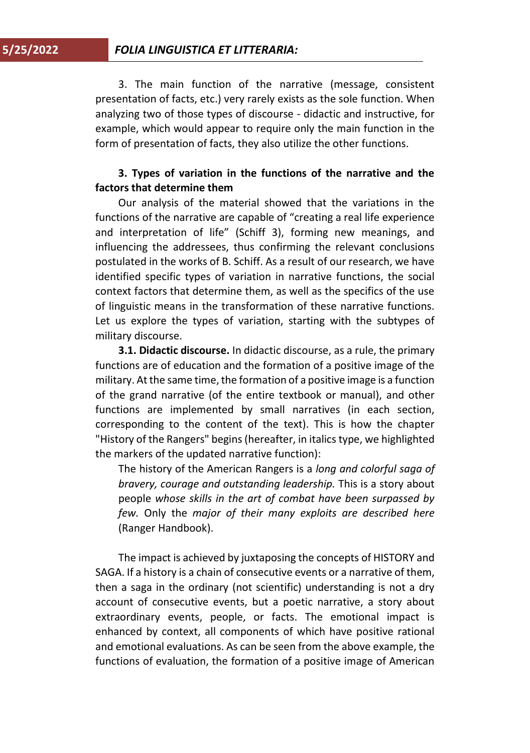3. The main function of the narrative (message, consistent presentation of facts, etc.) very rarely exists as the sole function. When analyzing two of those types of discourse - didactic and instructive, for example, which would appear to require only the main function in the form of presentation of facts, they also utilize the other functions.

### 3. Types of variation in the functions of the narrative and the factors that determine them

Our analysis of the material showed that the variations in the functions of the narrative are capable of "creating a real life experience and interpretation of life" (Schiff 3), forming new meanings, and influencing the addressees, thus confirming the relevant conclusions postulated in the works of B. Schiff. As a result of our research, we have identified specific types of variation in narrative functions, the social context factors that determine them, as well as the specifics of the use of linguistic means in the transformation of these narrative functions. Let us explore the types of variation, starting with the subtypes of military discourse.

**3.1. Didactic discourse.** In didactic discourse, as a rule, the primary functions are of education and the formation of a positive image of the military. At the same time, the formation of a positive image is a function of the grand narrative (of the entire textbook or manual), and other functions are implemented by small narratives (in each section, corresponding to the content of the text). This is how the chapter "History of the Rangers" begins (hereafter, in italics type, we highlighted the markers of the updated narrative function):

> The history of the American Rangers is a *long and colorful saga of bravery, courage and outstanding leadership.* This is a story about people *whose skills in the art of combat have been surpassed by few*. Only the *major of their many exploits are described here* (Ranger Handbook).

The impact is achieved by juxtaposing the concepts of HISTORY and SAGA. If a history is a chain of consecutive events or a narrative of them, then a saga in the ordinary (not scientific) understanding is not a dry account of consecutive events, but a poetic narrative, a story about extraordinary events, people, or facts. The emotional impact is enhanced by context, all components of which have positive rational and emotional evaluations. As can be seen from the above example, the functions of evaluation, the formation of a positive image of American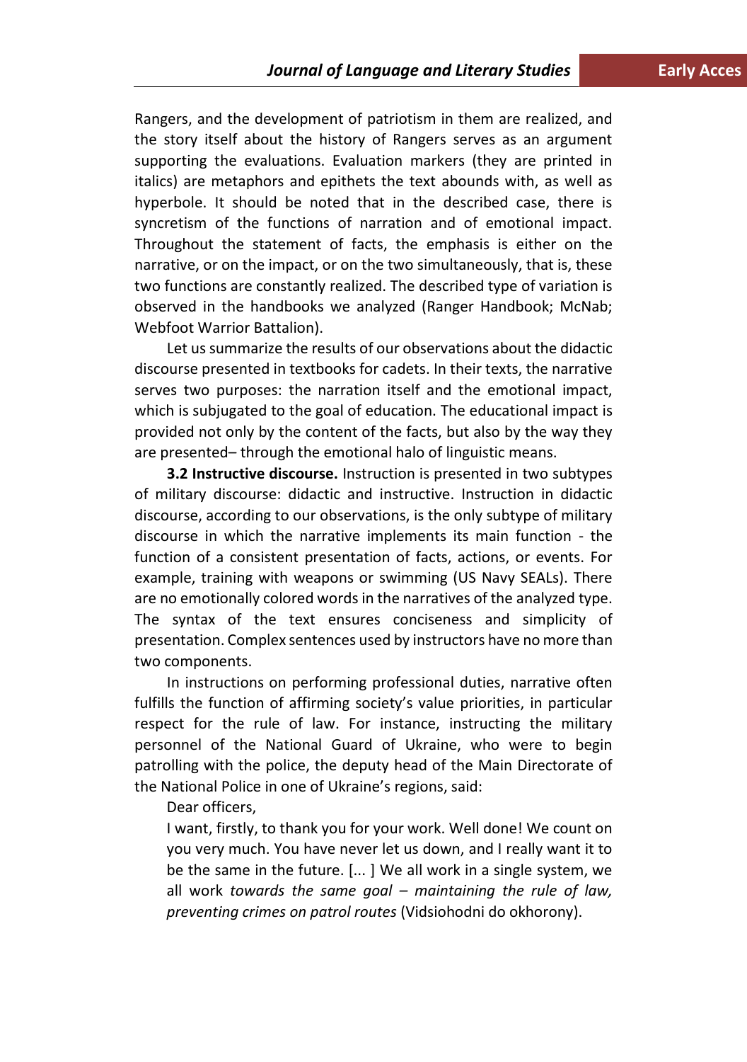Rangers, and the development of patriotism in them are realized, and the story itself about the history of Rangers serves as an argument supporting the evaluations. Evaluation markers (they are printed in italics) are metaphors and epithets the text abounds with, as well as hyperbole. It should be noted that in the described case, there is syncretism of the functions of narration and of emotional impact. Throughout the statement of facts, the emphasis is either on the narrative, or on the impact, or on the two simultaneously, that is, these two functions are constantly realized. The described type of variation is observed in the handbooks we analyzed (Ranger Handbook; McNab; Webfoot Warrior Battalion).

Let us summarize the results of our observations about the didactic discourse presented in textbooks for cadets. In their texts, the narrative serves two purposes: the narration itself and the emotional impact, which is subjugated to the goal of education. The educational impact is provided not only by the content of the facts, but also by the way they are presented– through the emotional halo of linguistic means.

**3.2 Instructive discourse.** Instruction is presented in two subtypes of military discourse: didactic and instructive. Instruction in didactic discourse, according to our observations, is the only subtype of military discourse in which the narrative implements its main function - the function of a consistent presentation of facts, actions, or events. For example, training with weapons or swimming (US Navy SEALs). There are no emotionally colored words in the narratives of the analyzed type. The syntax of the text ensures conciseness and simplicity of presentation. Complex sentences used by instructors have no more than two components.

In instructions on performing professional duties, narrative often fulfills the function of affirming society's value priorities, in particular respect for the rule of law. For instance, instructing the military personnel of the National Guard of Ukraine, who were to begin patrolling with the police, the deputy head of the Main Directorate of the National Police in one of Ukraine's regions, said:

> Dear officers,
>
> I want, firstly, to thank you for your work. Well done! We count on you very much. You have never let us down, and I really want it to be the same in the future. [... ] We all work in a single system, we all work *towards the same goal – maintaining the rule of law, preventing crimes on patrol routes* (Vidsiohodni do okhorony).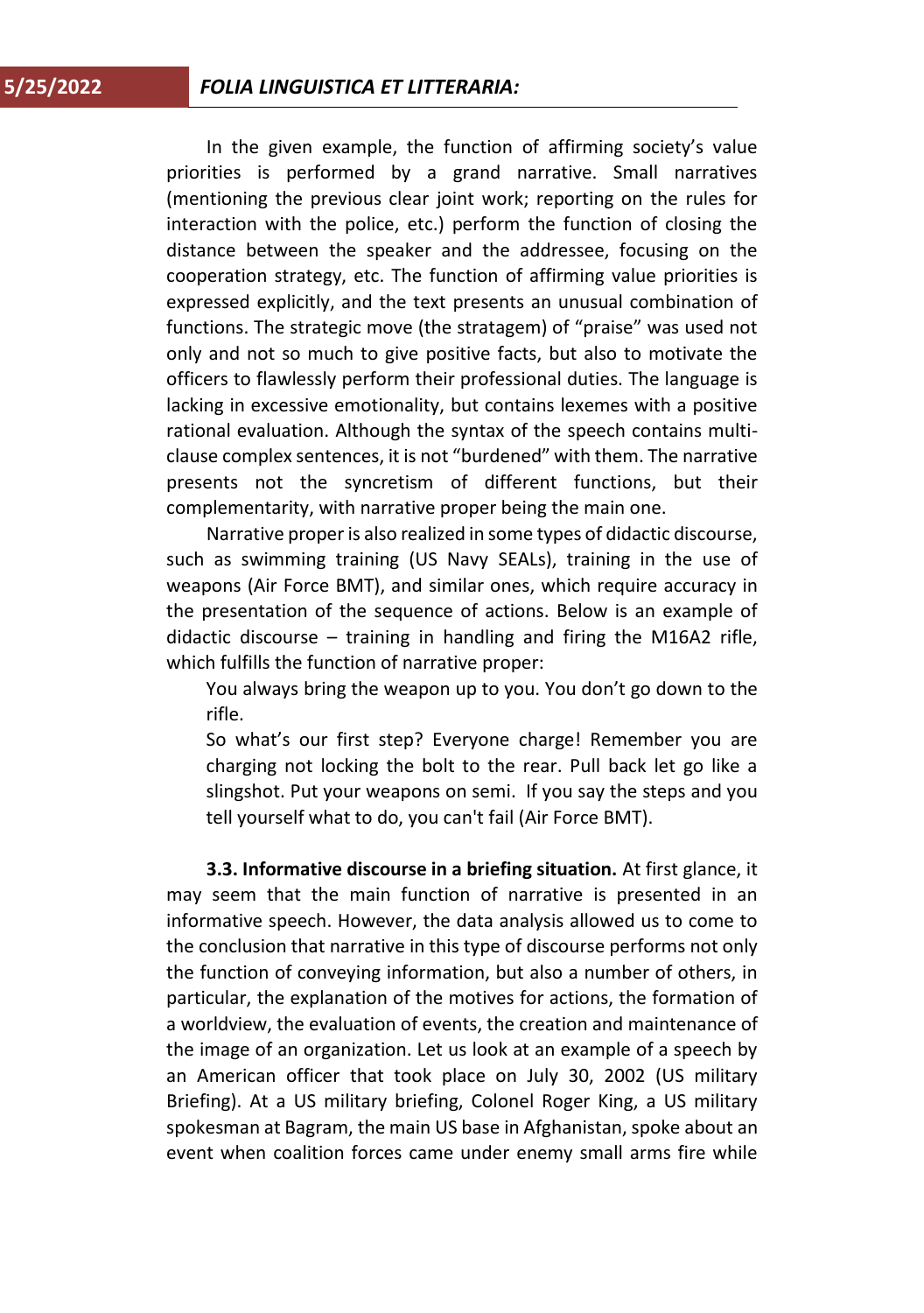In the given example, the function of affirming society's value priorities is performed by a grand narrative. Small narratives (mentioning the previous clear joint work; reporting on the rules for interaction with the police, etc.) perform the function of closing the distance between the speaker and the addressee, focusing on the cooperation strategy, etc. The function of affirming value priorities is expressed explicitly, and the text presents an unusual combination of functions. The strategic move (the stratagem) of "praise" was used not only and not so much to give positive facts, but also to motivate the officers to flawlessly perform their professional duties. The language is lacking in excessive emotionality, but contains lexemes with a positive rational evaluation. Although the syntax of the speech contains multi-clause complex sentences, it is not "burdened" with them. The narrative presents not the syncretism of different functions, but their complementarity, with narrative proper being the main one.

Narrative proper is also realized in some types of didactic discourse, such as swimming training (US Navy SEALs), training in the use of weapons (Air Force BMT), and similar ones, which require accuracy in the presentation of the sequence of actions. Below is an example of didactic discourse – training in handling and firing the M16A2 rifle, which fulfills the function of narrative proper:

> You always bring the weapon up to you. You don't go down to the rifle.
>
> So what's our first step? Everyone charge! Remember you are charging not locking the bolt to the rear. Pull back let go like a slingshot. Put your weapons on semi. If you say the steps and you tell yourself what to do, you can't fail (Air Force BMT).

**3.3. Informative discourse in a briefing situation.** At first glance, it may seem that the main function of narrative is presented in an informative speech. However, the data analysis allowed us to come to the conclusion that narrative in this type of discourse performs not only the function of conveying information, but also a number of others, in particular, the explanation of the motives for actions, the formation of a worldview, the evaluation of events, the creation and maintenance of the image of an organization. Let us look at an example of a speech by an American officer that took place on July 30, 2002 (US military Briefing). At a US military briefing, Colonel Roger King, a US military spokesman at Bagram, the main US base in Afghanistan, spoke about an event when coalition forces came under enemy small arms fire while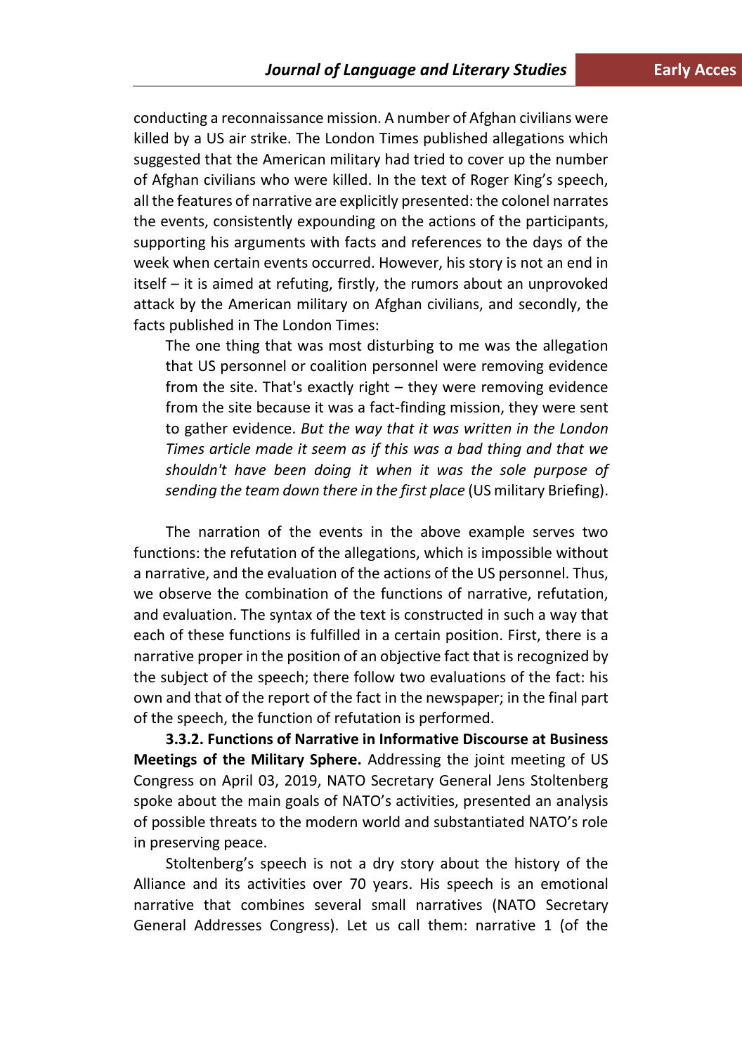conducting a reconnaissance mission. A number of Afghan civilians were killed by a US air strike. The London Times published allegations which suggested that the American military had tried to cover up the number of Afghan civilians who were killed. In the text of Roger King's speech, all the features of narrative are explicitly presented: the colonel narrates the events, consistently expounding on the actions of the participants, supporting his arguments with facts and references to the days of the week when certain events occurred. However, his story is not an end in itself – it is aimed at refuting, firstly, the rumors about an unprovoked attack by the American military on Afghan civilians, and secondly, the facts published in The London Times:

> The one thing that was most disturbing to me was the allegation that US personnel or coalition personnel were removing evidence from the site. That's exactly right – they were removing evidence from the site because it was a fact-finding mission, they were sent to gather evidence. *But the way that it was written in the London Times article made it seem as if this was a bad thing and that we shouldn't have been doing it when it was the sole purpose of sending the team down there in the first place* (US military Briefing).

The narration of the events in the above example serves two functions: the refutation of the allegations, which is impossible without a narrative, and the evaluation of the actions of the US personnel. Thus, we observe the combination of the functions of narrative, refutation, and evaluation. The syntax of the text is constructed in such a way that each of these functions is fulfilled in a certain position. First, there is a narrative proper in the position of an objective fact that is recognized by the subject of the speech; there follow two evaluations of the fact: his own and that of the report of the fact in the newspaper; in the final part of the speech, the function of refutation is performed.

**3.3.2. Functions of Narrative in Informative Discourse at Business Meetings of the Military Sphere.** Addressing the joint meeting of US Congress on April 03, 2019, NATO Secretary General Jens Stoltenberg spoke about the main goals of NATO's activities, presented an analysis of possible threats to the modern world and substantiated NATO's role in preserving peace.

Stoltenberg's speech is not a dry story about the history of the Alliance and its activities over 70 years. His speech is an emotional narrative that combines several small narratives (NATO Secretary General Addresses Congress). Let us call them: narrative 1 (of the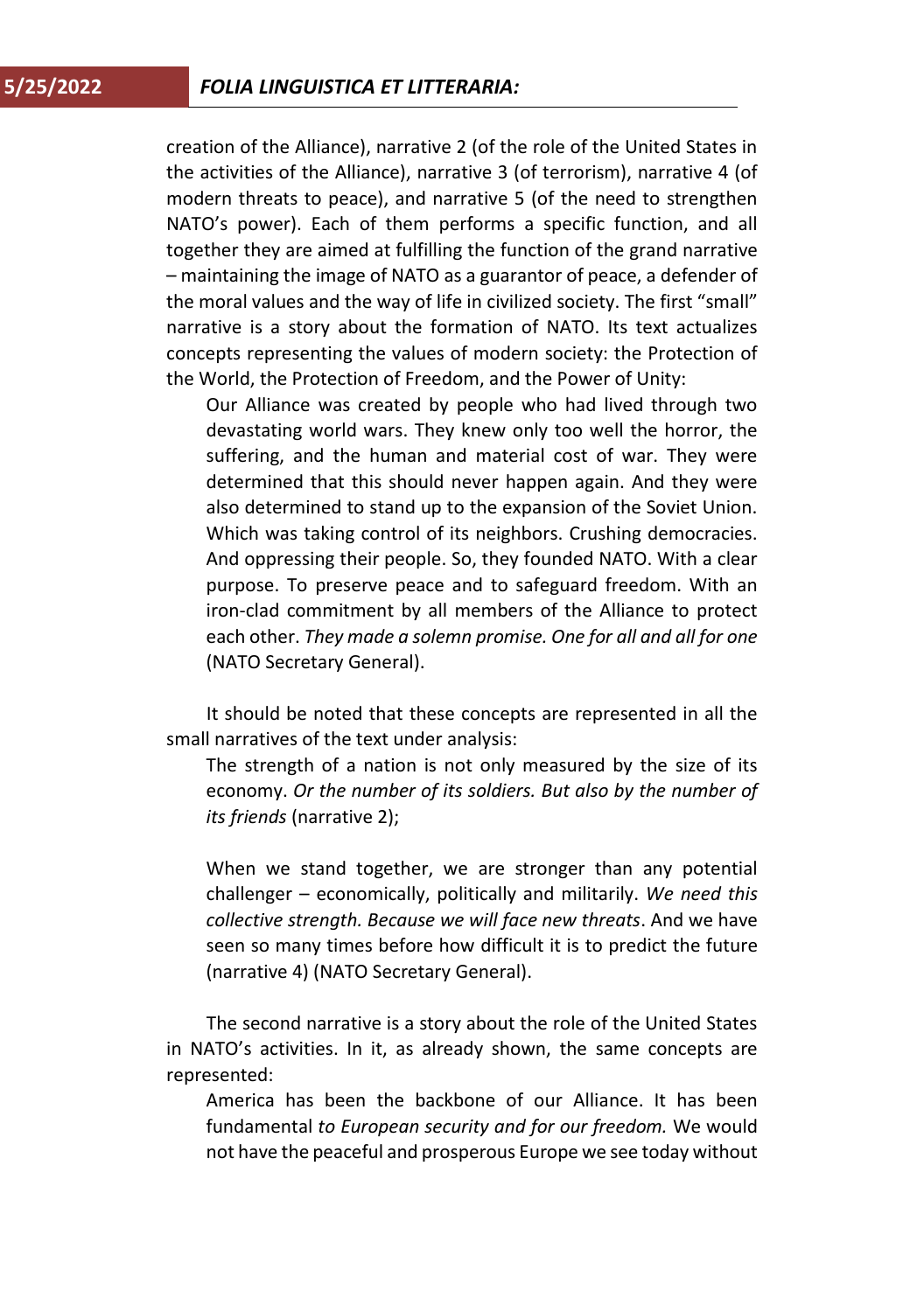creation of the Alliance), narrative 2 (of the role of the United States in the activities of the Alliance), narrative 3 (of terrorism), narrative 4 (of modern threats to peace), and narrative 5 (of the need to strengthen NATO's power). Each of them performs a specific function, and all together they are aimed at fulfilling the function of the grand narrative – maintaining the image of NATO as a guarantor of peace, a defender of the moral values and the way of life in civilized society. The first "small" narrative is a story about the formation of NATO. Its text actualizes concepts representing the values of modern society: the Protection of the World, the Protection of Freedom, and the Power of Unity:

> Our Alliance was created by people who had lived through two devastating world wars. They knew only too well the horror, the suffering, and the human and material cost of war. They were determined that this should never happen again. And they were also determined to stand up to the expansion of the Soviet Union. Which was taking control of its neighbors. Crushing democracies. And oppressing their people. So, they founded NATO. With a clear purpose. To preserve peace and to safeguard freedom. With an iron-clad commitment by all members of the Alliance to protect each other. *They made a solemn promise. One for all and all for one* (NATO Secretary General).

It should be noted that these concepts are represented in all the small narratives of the text under analysis:

> The strength of a nation is not only measured by the size of its economy. *Or the number of its soldiers. But also by the number of its friends* (narrative 2);

> When we stand together, we are stronger than any potential challenger – economically, politically and militarily. *We need this collective strength. Because we will face new threats*. And we have seen so many times before how difficult it is to predict the future (narrative 4) (NATO Secretary General).

The second narrative is a story about the role of the United States in NATO's activities. In it, as already shown, the same concepts are represented:

> America has been the backbone of our Alliance. It has been fundamental *to European security and for our freedom.* We would not have the peaceful and prosperous Europe we see today without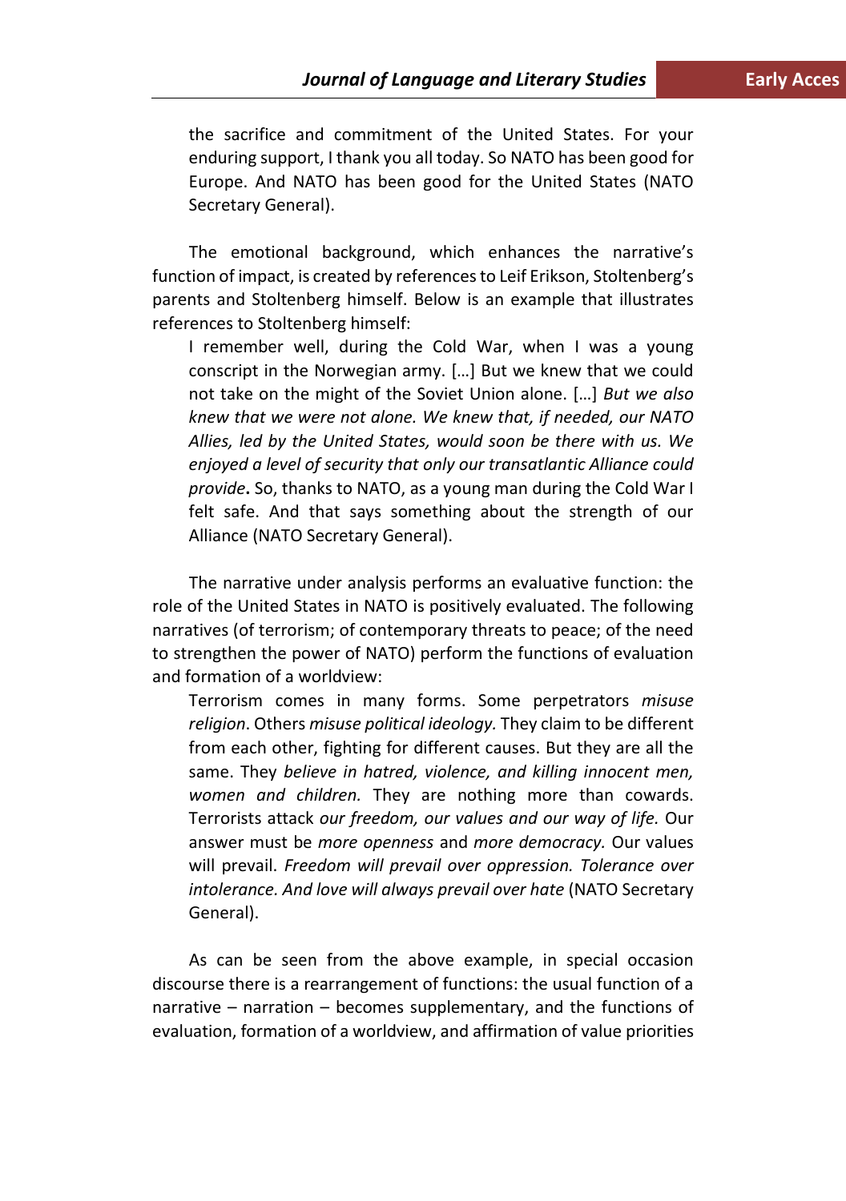the sacrifice and commitment of the United States. For your enduring support, I thank you all today. So NATO has been good for Europe. And NATO has been good for the United States (NATO Secretary General).

The emotional background, which enhances the narrative's function of impact, is created by references to Leif Erikson, Stoltenberg's parents and Stoltenberg himself. Below is an example that illustrates references to Stoltenberg himself:

> I remember well, during the Cold War, when I was a young conscript in the Norwegian army. […] But we knew that we could not take on the might of the Soviet Union alone. […] *But we also knew that we were not alone. We knew that, if needed, our NATO Allies, led by the United States, would soon be there with us. We enjoyed a level of security that only our transatlantic Alliance could provide***.** So, thanks to NATO, as a young man during the Cold War I felt safe. And that says something about the strength of our Alliance (NATO Secretary General).

The narrative under analysis performs an evaluative function: the role of the United States in NATO is positively evaluated. The following narratives (of terrorism; of contemporary threats to peace; of the need to strengthen the power of NATO) perform the functions of evaluation and formation of a worldview:

> Terrorism comes in many forms. Some perpetrators *misuse religion*. Others *misuse political ideology.* They claim to be different from each other, fighting for different causes. But they are all the same. They *believe in hatred, violence, and killing innocent men, women and children.* They are nothing more than cowards. Terrorists attack *our freedom, our values and our way of life.* Our answer must be *more openness* and *more democracy.* Our values will prevail. *Freedom will prevail over oppression. Tolerance over intolerance. And love will always prevail over hate* (NATO Secretary General).

As can be seen from the above example, in special occasion discourse there is a rearrangement of functions: the usual function of a narrative – narration – becomes supplementary, and the functions of evaluation, formation of a worldview, and affirmation of value priorities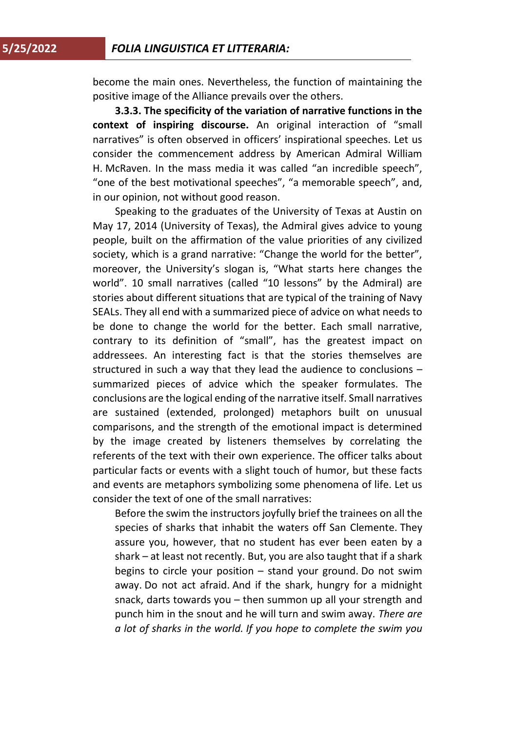become the main ones. Nevertheless, the function of maintaining the positive image of the Alliance prevails over the others.

**3.3.3. The specificity of the variation of narrative functions in the context of inspiring discourse.** An original interaction of "small narratives" is often observed in officers' inspirational speeches. Let us consider the commencement address by American Admiral William H. McRaven. In the mass media it was called "an incredible speech", "one of the best motivational speeches", "a memorable speech", and, in our opinion, not without good reason.

Speaking to the graduates of the University of Texas at Austin on May 17, 2014 (University of Texas), the Admiral gives advice to young people, built on the affirmation of the value priorities of any civilized society, which is a grand narrative: "Change the world for the better", moreover, the University's slogan is, "What starts here changes the world". 10 small narratives (called "10 lessons" by the Admiral) are stories about different situations that are typical of the training of Navy SEALs. They all end with a summarized piece of advice on what needs to be done to change the world for the better. Each small narrative, contrary to its definition of "small", has the greatest impact on addressees. An interesting fact is that the stories themselves are structured in such a way that they lead the audience to conclusions – summarized pieces of advice which the speaker formulates. The conclusions are the logical ending of the narrative itself. Small narratives are sustained (extended, prolonged) metaphors built on unusual comparisons, and the strength of the emotional impact is determined by the image created by listeners themselves by correlating the referents of the text with their own experience. The officer talks about particular facts or events with a slight touch of humor, but these facts and events are metaphors symbolizing some phenomena of life. Let us consider the text of one of the small narratives:

> Before the swim the instructors joyfully brief the trainees on all the species of sharks that inhabit the waters off San Clemente. They assure you, however, that no student has ever been eaten by a shark – at least not recently. But, you are also taught that if a shark begins to circle your position – stand your ground. Do not swim away. Do not act afraid. And if the shark, hungry for a midnight snack, darts towards you – then summon up all your strength and punch him in the snout and he will turn and swim away. *There are a lot of sharks in the world. If you hope to complete the swim you*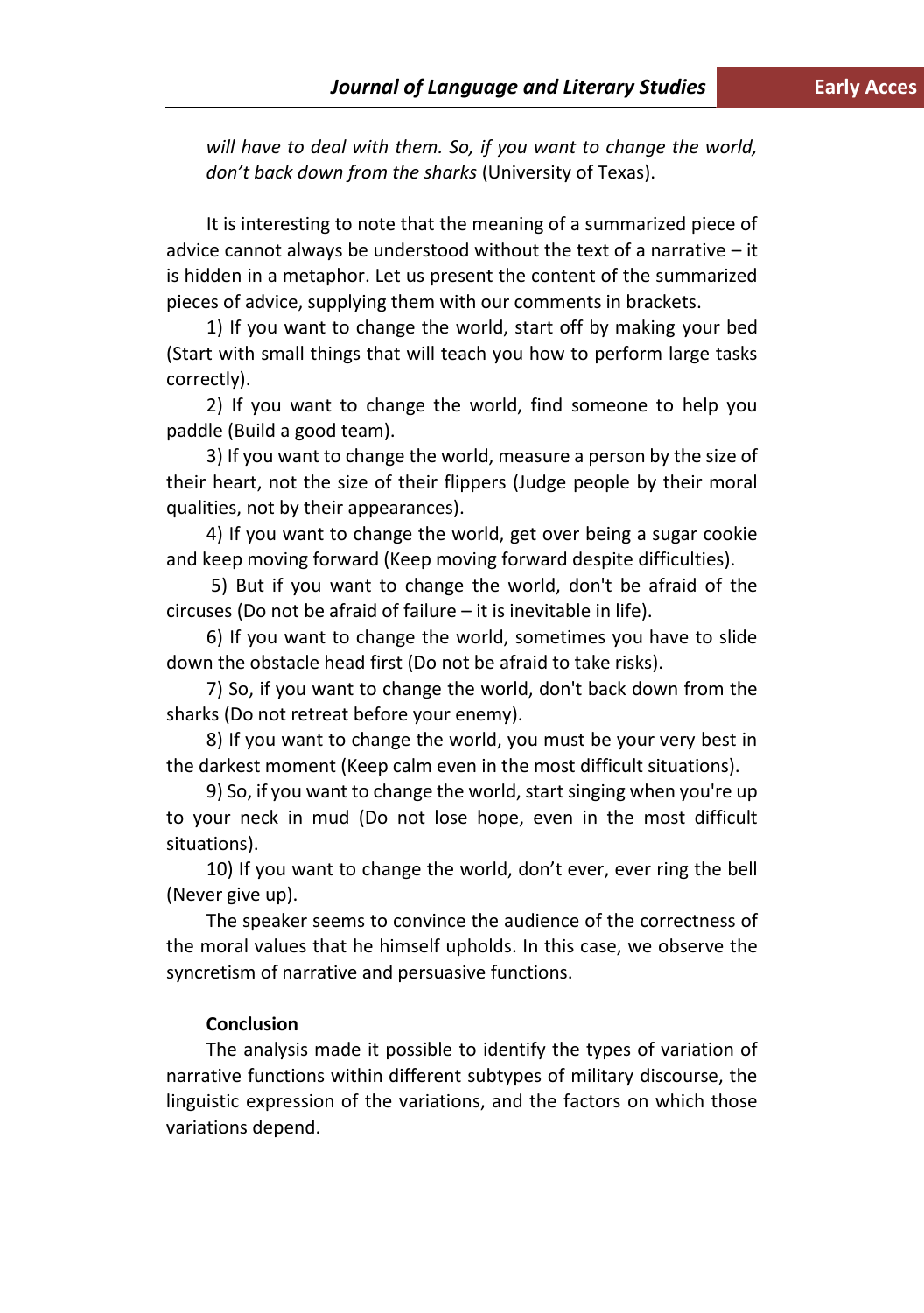*will have to deal with them. So, if you want to change the world, don't back down from the sharks* (University of Texas).

It is interesting to note that the meaning of a summarized piece of advice cannot always be understood without the text of a narrative – it is hidden in a metaphor. Let us present the content of the summarized pieces of advice, supplying them with our comments in brackets.

1) If you want to change the world, start off by making your bed (Start with small things that will teach you how to perform large tasks correctly).

2) If you want to change the world, find someone to help you paddle (Build a good team).

3) If you want to change the world, measure a person by the size of their heart, not the size of their flippers (Judge people by their moral qualities, not by their appearances).

4) If you want to change the world, get over being a sugar cookie and keep moving forward (Keep moving forward despite difficulties).

5) But if you want to change the world, don't be afraid of the circuses (Do not be afraid of failure – it is inevitable in life).

6) If you want to change the world, sometimes you have to slide down the obstacle head first (Do not be afraid to take risks).

7) So, if you want to change the world, don't back down from the sharks (Do not retreat before your enemy).

8) If you want to change the world, you must be your very best in the darkest moment (Keep calm even in the most difficult situations).

9) So, if you want to change the world, start singing when you're up to your neck in mud (Do not lose hope, even in the most difficult situations).

10) If you want to change the world, don't ever, ever ring the bell (Never give up).

The speaker seems to convince the audience of the correctness of the moral values that he himself upholds. In this case, we observe the syncretism of narrative and persuasive functions.

## Conclusion

The analysis made it possible to identify the types of variation of narrative functions within different subtypes of military discourse, the linguistic expression of the variations, and the factors on which those variations depend.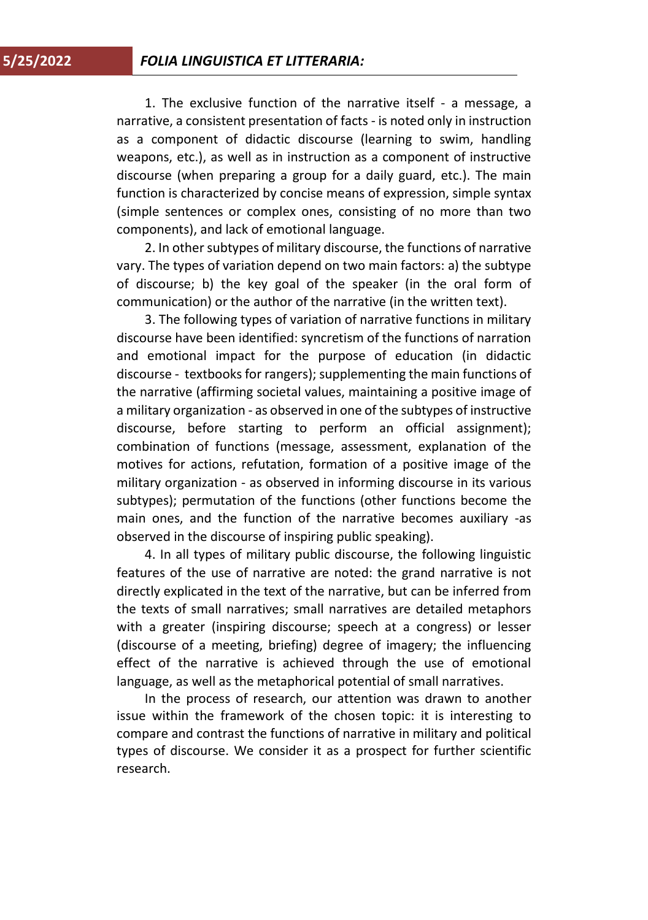1. The exclusive function of the narrative itself - a message, a narrative, a consistent presentation of facts - is noted only in instruction as a component of didactic discourse (learning to swim, handling weapons, etc.), as well as in instruction as a component of instructive discourse (when preparing a group for a daily guard, etc.). The main function is characterized by concise means of expression, simple syntax (simple sentences or complex ones, consisting of no more than two components), and lack of emotional language.

2. In other subtypes of military discourse, the functions of narrative vary. The types of variation depend on two main factors: a) the subtype of discourse; b) the key goal of the speaker (in the oral form of communication) or the author of the narrative (in the written text).

3. The following types of variation of narrative functions in military discourse have been identified: syncretism of the functions of narration and emotional impact for the purpose of education (in didactic discourse - textbooks for rangers); supplementing the main functions of the narrative (affirming societal values, maintaining a positive image of a military organization - as observed in one of the subtypes of instructive discourse, before starting to perform an official assignment); combination of functions (message, assessment, explanation of the motives for actions, refutation, formation of a positive image of the military organization - as observed in informing discourse in its various subtypes); permutation of the functions (other functions become the main ones, and the function of the narrative becomes auxiliary -as observed in the discourse of inspiring public speaking).

4. In all types of military public discourse, the following linguistic features of the use of narrative are noted: the grand narrative is not directly explicated in the text of the narrative, but can be inferred from the texts of small narratives; small narratives are detailed metaphors with a greater (inspiring discourse; speech at a congress) or lesser (discourse of a meeting, briefing) degree of imagery; the influencing effect of the narrative is achieved through the use of emotional language, as well as the metaphorical potential of small narratives.

In the process of research, our attention was drawn to another issue within the framework of the chosen topic: it is interesting to compare and contrast the functions of narrative in military and political types of discourse. We consider it as a prospect for further scientific research.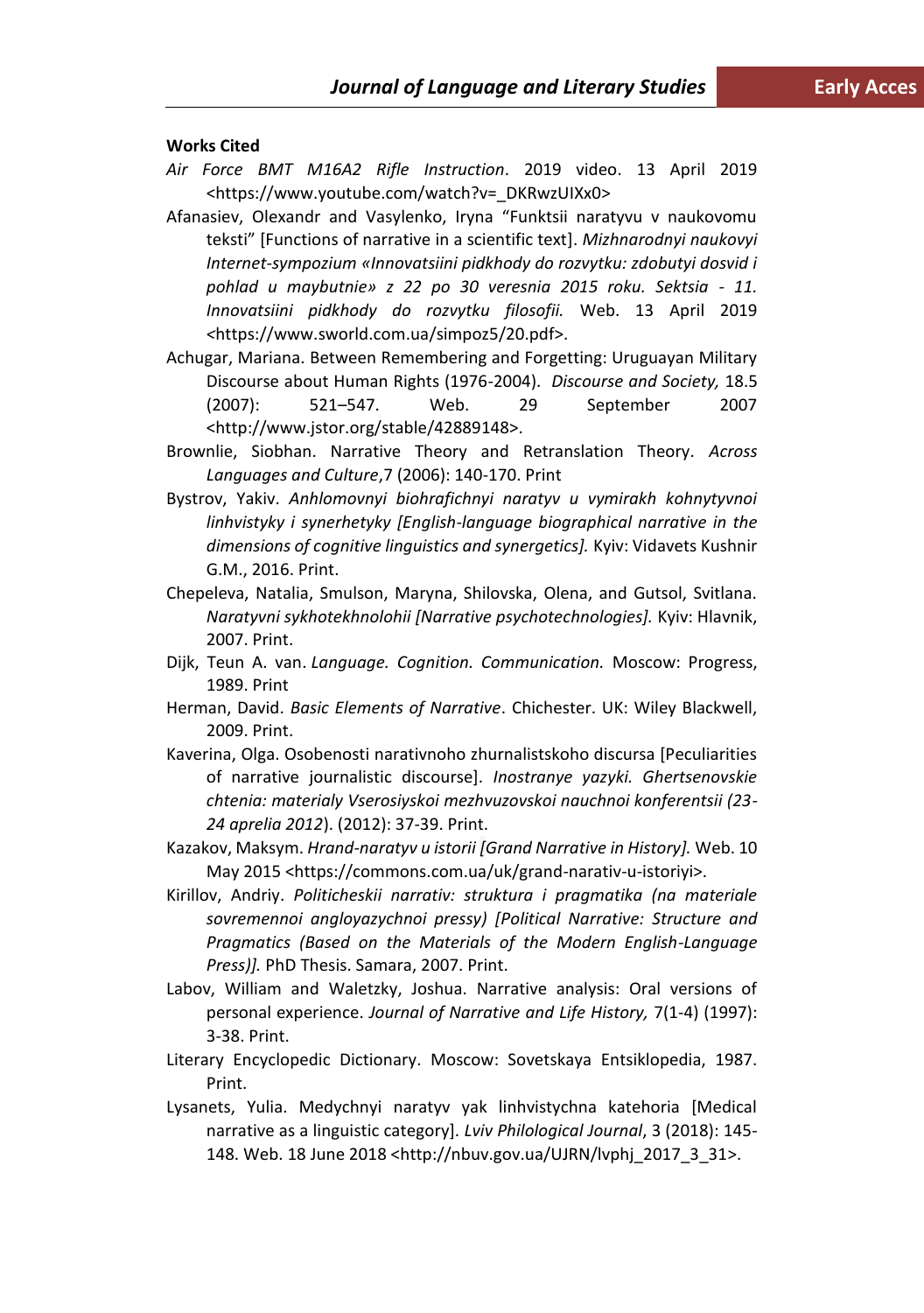**Works Cited**

*Air Force BMT M16A2 Rifle Instruction*. 2019 video. 13 April 2019 <https://www.youtube.com/watch?v=_DKRwzUIXx0>

Afanasiev, Olexandr and Vasylenko, Iryna "Funktsii naratyvu v naukovomu teksti" [Functions of narrative in a scientific text]. *Mizhnarodnyi naukovyi Internet-sympozium «Innovatsiini pidkhody do rozvytku: zdobutyi dosvid i pohlad u maybutnie» z 22 po 30 veresnia 2015 roku. Sektsia - 11. Innovatsiini pidkhody do rozvytku filosofii.* Web. 13 April 2019 <https://www.sworld.com.ua/simpoz5/20.pdf>.

Achugar, Mariana. Between Remembering and Forgetting: Uruguayan Military Discourse about Human Rights (1976-2004). *Discourse and Society,* 18.5 (2007): 521–547. Web. 29 September 2007 <http://www.jstor.org/stable/42889148>.

Brownlie, Siobhan. Narrative Theory and Retranslation Theory. *Across Languages and Culture*,7 (2006): 140-170. Print

Bystrov, Yakiv. *Anhlomovnyi biohrafichnyi naratyv u vymirakh kohnytyvnoi linhvistyky i synerhetyky [English-language biographical narrative in the dimensions of cognitive linguistics and synergetics].* Kyiv: Vidavets Kushnir G.M., 2016. Print.

Chepeleva, Natalia, Smulson, Maryna, Shilovska, Olena, and Gutsol, Svitlana. *Naratyvni sykhotekhnolohii [Narrative psychotechnologies].* Kyiv: Hlavnik, 2007. Print.

Dijk, Teun A. van. *Language. Cognition. Communication.* Moscow: Progress, 1989. Print

Herman, David. *Basic Elements of Narrative*. Chichester. UK: Wiley Blackwell, 2009. Print.

Kaverina, Olga. Osobenosti narativnoho zhurnalistskoho discursa [Peculiarities of narrative journalistic discourse]. *Inostranye yazyki. Ghertsenovskie chtenia: materialy Vserosiyskoi mezhvuzovskoi nauchnoi konferentsii (23-24 aprelia 2012*). (2012): 37-39. Print.

Kazakov, Maksym. *Hrand-naratyv u istorii [Grand Narrative in History].* Web. 10 May 2015 <https://commons.com.ua/uk/grand-narativ-u-istoriyi>.

Kirillov, Andriy. *Politicheskii narrativ: struktura i pragmatika (na materiale sovremennoi angloyazychnoi pressy) [Political Narrative: Structure and Pragmatics (Based on the Materials of the Modern English-Language Press)].* PhD Thesis. Samara, 2007. Print.

Labov, William and Waletzky, Joshua. Narrative analysis: Oral versions of personal experience. *Journal of Narrative and Life History,* 7(1-4) (1997): 3-38. Print.

Literary Encyclopedic Dictionary. Moscow: Sovetskaya Entsiklopedia, 1987. Print.

Lysanets, Yulia. Medychnyi naratyv yak linhvistychna katehoria [Medical narrative as a linguistic category]. *Lviv Philological Journal*, 3 (2018): 145-148. Web. 18 June 2018 <http://nbuv.gov.ua/UJRN/lvphj_2017_3_31>.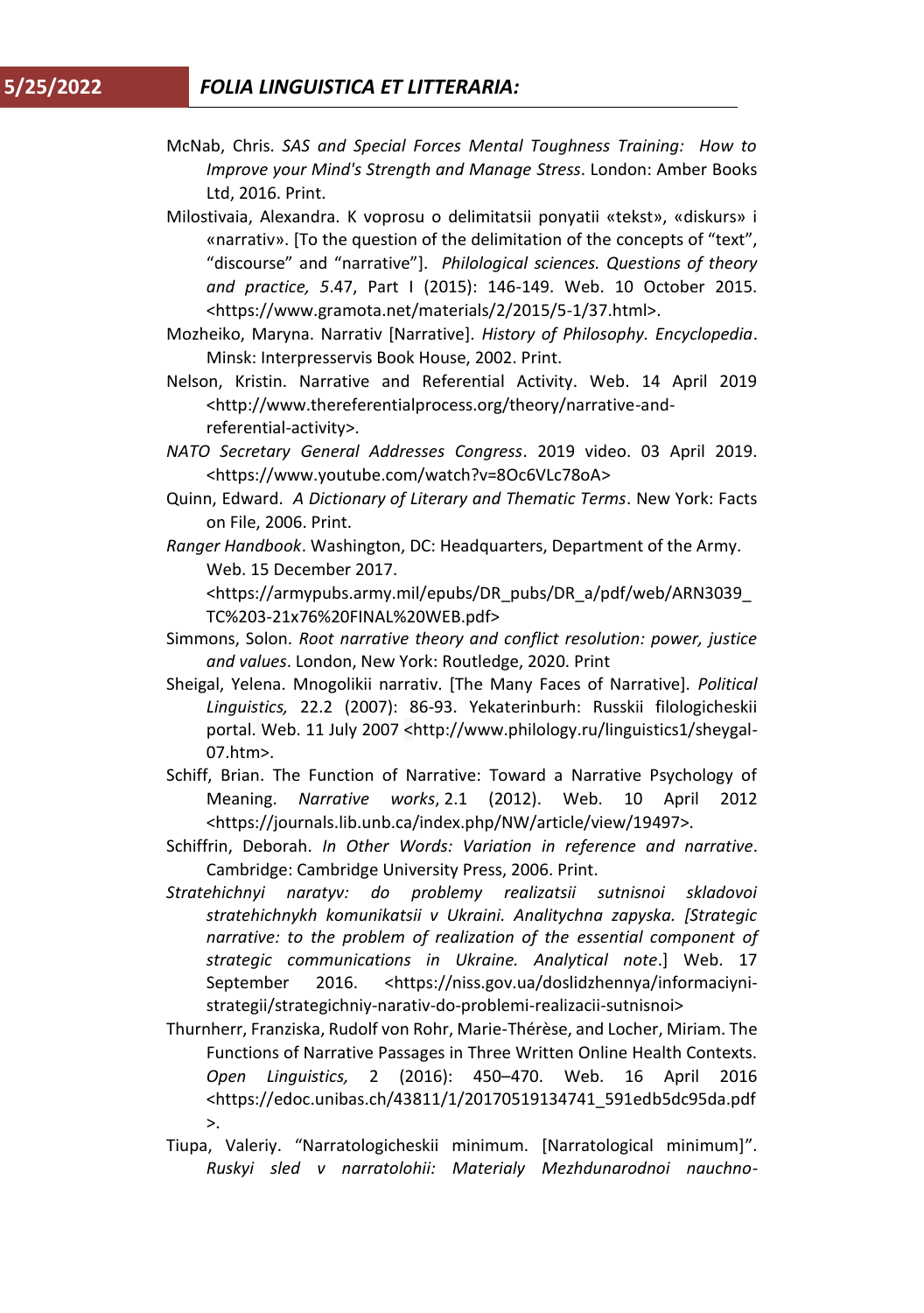McNab, Chris. *SAS and Special Forces Mental Toughness Training: How to Improve your Mind's Strength and Manage Stress*. London: Amber Books Ltd, 2016. Print.

Milostivaia, Alexandra. K voprosu o delimitatsii ponyatii «tekst», «diskurs» i «narrativ». [To the question of the delimitation of the concepts of "text", "discourse" and "narrative"]. *Philological sciences. Questions of theory and practice, 5*.47, Part I (2015): 146-149. Web. 10 October 2015. <https://www.gramota.net/materials/2/2015/5-1/37.html>.

Mozheiko, Maryna. Narrativ [Narrative]. *History of Philosophy. Encyclopedia*. Minsk: Interpresservis Book House, 2002. Print.

Nelson, Kristin. Narrative and Referential Activity. Web. 14 April 2019 <http://www.thereferentialprocess.org/theory/narrative-and-referential-activity>.

*NATO Secretary General Addresses Congress*. 2019 video. 03 April 2019. <https://www.youtube.com/watch?v=8Oc6VLc78oA>

Quinn, Edward. *A Dictionary of Literary and Thematic Terms*. New York: Facts on File, 2006. Print.

*Ranger Handbook*. Washington, DC: Headquarters, Department of the Army. Web. 15 December 2017. <https://armypubs.army.mil/epubs/DR_pubs/DR_a/pdf/web/ARN3039_TC%203-21x76%20FINAL%20WEB.pdf>

Simmons, Solon. *Root narrative theory and conflict resolution: power, justice and values*. London, New York: Routledge, 2020. Print

Sheigal, Yelena. Mnogolikii narrativ. [The Many Faces of Narrative]. *Political Linguistics,* 22.2 (2007): 86-93. Yekaterinburh: Russkii filologicheskii portal. Web. 11 July 2007 <http://www.philology.ru/linguistics1/sheygal-07.htm>.

Schiff, Brian. The Function of Narrative: Toward a Narrative Psychology of Meaning. *Narrative works*, 2.1 (2012). Web. 10 April 2012 <https://journals.lib.unb.ca/index.php/NW/article/view/19497>.

Schiffrin, Deborah. *In Other Words: Variation in reference and narrative*. Cambridge: Cambridge University Press, 2006. Print.

*Stratehichnyi naratyv: do problemy realizatsii sutnisnoi skladovoi stratehichnykh komunikatsii v Ukraini. Analitychna zapyska. [Strategic narrative: to the problem of realization of the essential component of strategic communications in Ukraine. Analytical note*.] Web. 17 September 2016. <https://niss.gov.ua/doslidzhennya/informaciyni-strategii/strategichniy-narativ-do-problemi-realizacii-sutnisnoi>

Thurnherr, Franziska, Rudolf von Rohr, Marie-Thérèse, and Locher, Miriam. The Functions of Narrative Passages in Three Written Online Health Contexts. *Open Linguistics,* 2 (2016): 450–470. Web. 16 April 2016 <https://edoc.unibas.ch/43811/1/20170519134741_591edb5dc95da.pdf>.

Tiupa, Valeriy. "Narratologicheskii minimum. [Narratological minimum]". *Ruskyi sled v narratolohii: Materialy Mezhdunarodnoi nauchno-*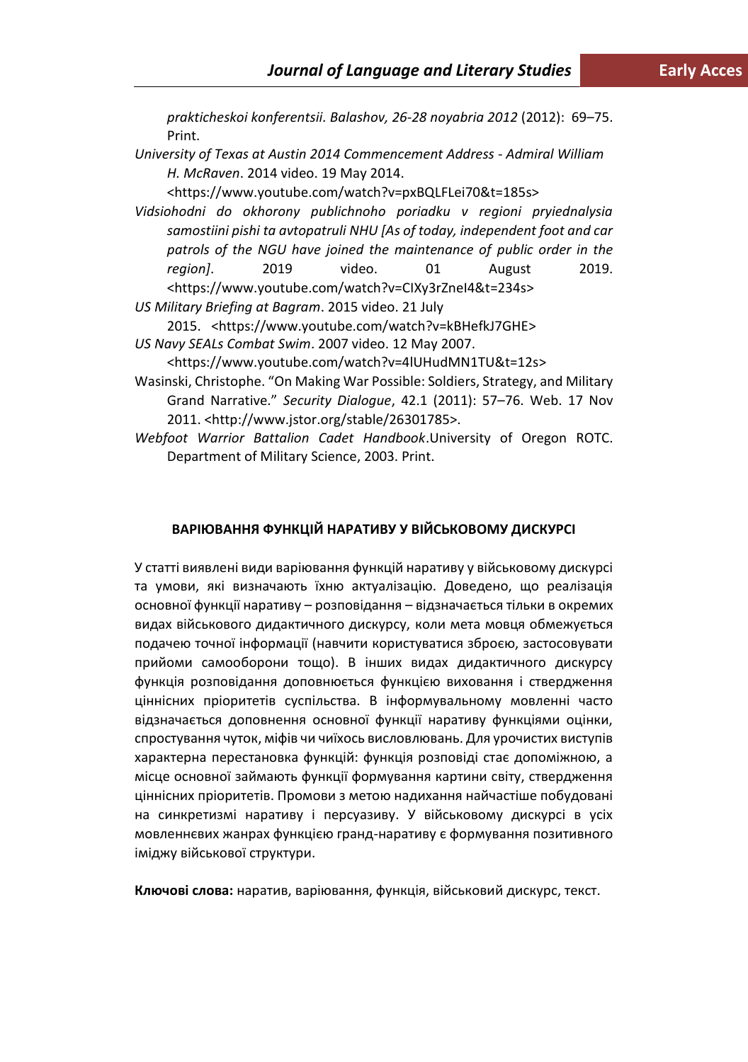*prakticheskoi konferentsii. Balashov, 26-28 noyabria 2012* (2012): 69–75. Print.

*University of Texas at Austin 2014 Commencement Address - Admiral William H. McRaven*. 2014 video. 19 May 2014. <https://www.youtube.com/watch?v=pxBQLFLei70&t=185s>

*Vidsiohodni do okhorony publichnoho poriadku v regioni pryiednalysia samostiini pishi ta avtopatruli NHU [As of today, independent foot and car patrols of the NGU have joined the maintenance of public order in the region]*. 2019 video. 01 August 2019. <https://www.youtube.com/watch?v=CIXy3rZneI4&t=234s>

*US Military Briefing at Bagram*. 2015 video. 21 July 2015. <https://www.youtube.com/watch?v=kBHefkJ7GHE>

*US Navy SEALs Combat Swim*. 2007 video. 12 May 2007. <https://www.youtube.com/watch?v=4lUHudMN1TU&t=12s>

Wasinski, Christophe. "On Making War Possible: Soldiers, Strategy, and Military Grand Narrative." *Security Dialogue*, 42.1 (2011): 57–76. Web. 17 Nov 2011. <http://www.jstor.org/stable/26301785>.

*Webfoot Warrior Battalion Cadet Handbook*.University of Oregon ROTC. Department of Military Science, 2003. Print.

## ВАРІЮВАННЯ ФУНКЦІЙ НАРАТИВУ У ВІЙСЬКОВОМУ ДИСКУРСІ

У статті виявлені види варіювання функцій наративу у військовому дискурсі та умови, які визначають їхню актуалізацію. Доведено, що реалізація основної функції наративу – розповідання – відзначається тільки в окремих видах військового дидактичного дискурсу, коли мета мовця обмежується подачею точної інформації (навчити користуватися зброєю, застосовувати прийоми самооборони тощо). В інших видах дидактичного дискурсу функція розповідання доповнюється функцією виховання і ствердження ціннісних пріоритетів суспільства. В інформувальному мовленні часто відзначається доповнення основної функції наративу функціями оцінки, спростування чуток, міфів чи чиїхось висловлювань. Для урочистих виступів характерна перестановка функцій: функція розповіді стає допоміжною, а місце основної займають функції формування картини світу, ствердження ціннісних пріоритетів. Промови з метою надихання найчастіше побудовані на синкретизмі наративу і персуазиву. У військовому дискурсі в усіх мовленнєвих жанрах функцією гранд-наративу є формування позитивного іміджу військової структури.

**Ключові слова:** наратив, варіювання, функція, військовий дискурс, текст.